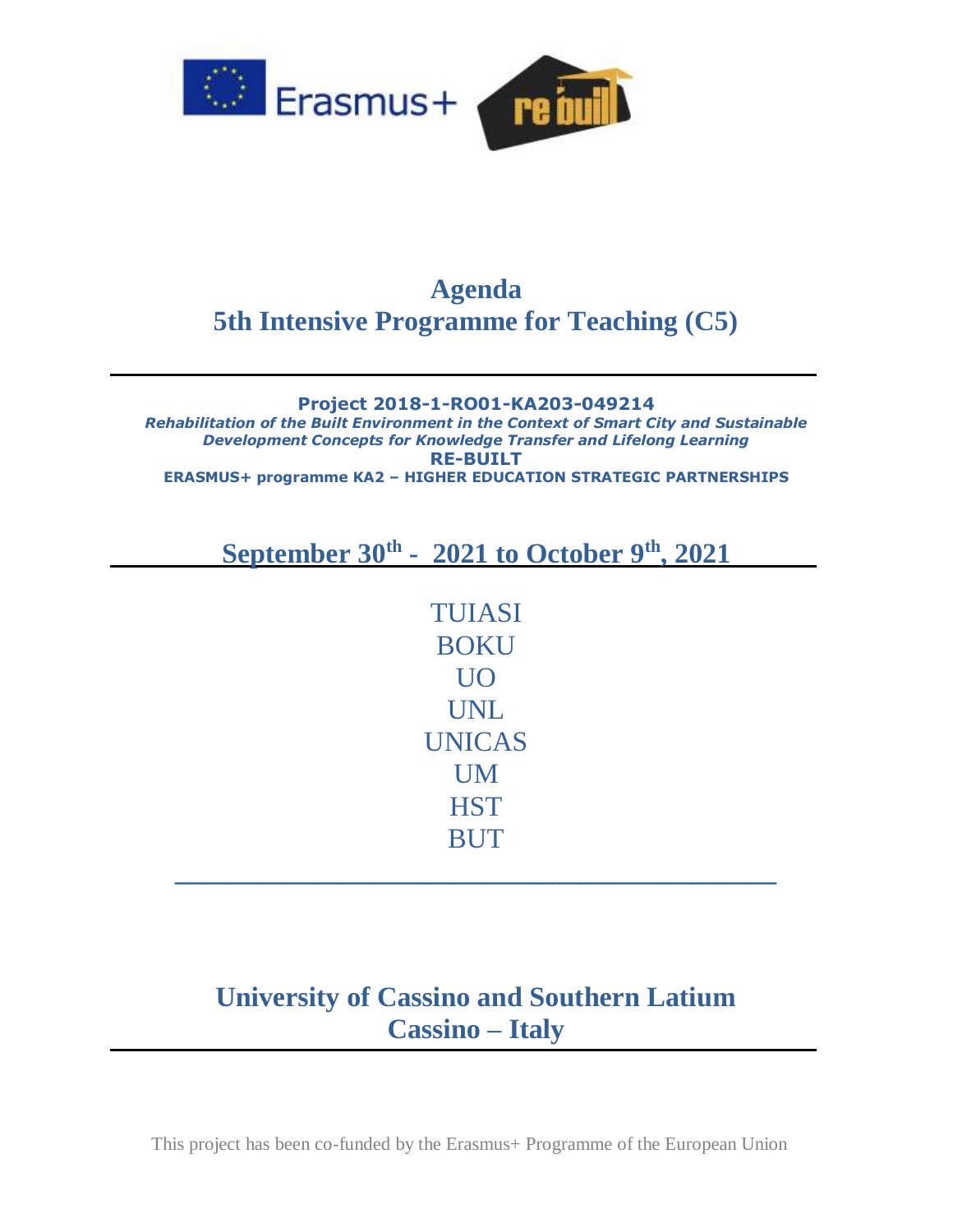# Agenda
# 5th Intensive Programme for Teaching (C5)

**Project 2018-1-RO01-KA203-049214**

***Rehabilitation of the Built Environment in the Context of Smart City and Sustainable Development Concepts for Knowledge Transfer and Lifelong Learning***

**RE-BUILT**

**ERASMUS+ programme KA2 – HIGHER EDUCATION STRATEGIC PARTNERSHIPS**

## September 30th - 2021 to October 9th, 2021

TUIASI
BOKU
UO
UNL
UNICAS
UM
HST
BUT

## University of Cassino and Southern Latium
## Cassino – Italy

This project has been co-funded by the Erasmus+ Programme of the European Union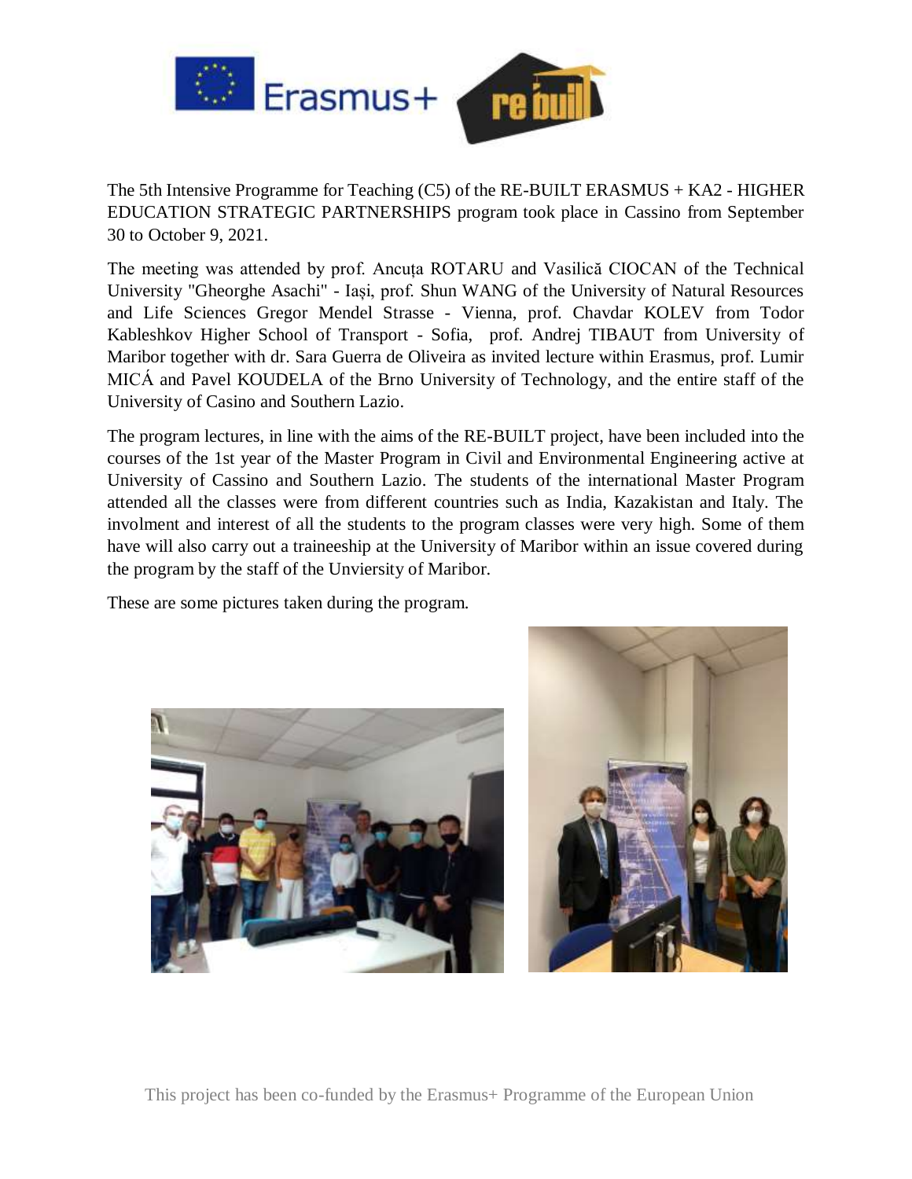The 5th Intensive Programme for Teaching (C5) of the RE-BUILT ERASMUS + KA2 - HIGHER EDUCATION STRATEGIC PARTNERSHIPS program took place in Cassino from September 30 to October 9, 2021.

The meeting was attended by prof. Ancuța ROTARU and Vasilică CIOCAN of the Technical University "Gheorghe Asachi" - Iași, prof. Shun WANG of the University of Natural Resources and Life Sciences Gregor Mendel Strasse - Vienna, prof. Chavdar KOLEV from Todor Kableshkov Higher School of Transport - Sofia, prof. Andrej TIBAUT from University of Maribor together with dr. Sara Guerra de Oliveira as invited lecture within Erasmus, prof. Lumir MICÁ and Pavel KOUDELA of the Brno University of Technology, and the entire staff of the University of Casino and Southern Lazio.

The program lectures, in line with the aims of the RE-BUILT project, have been included into the courses of the 1st year of the Master Program in Civil and Environmental Engineering active at University of Cassino and Southern Lazio. The students of the international Master Program attended all the classes were from different countries such as India, Kazakistan and Italy. The involment and interest of all the students to the program classes were very high. Some of them have will also carry out a traineeship at the University of Maribor within an issue covered during the program by the staff of the Unviersity of Maribor.

These are some pictures taken during the program.

This project has been co-funded by the Erasmus+ Programme of the European Union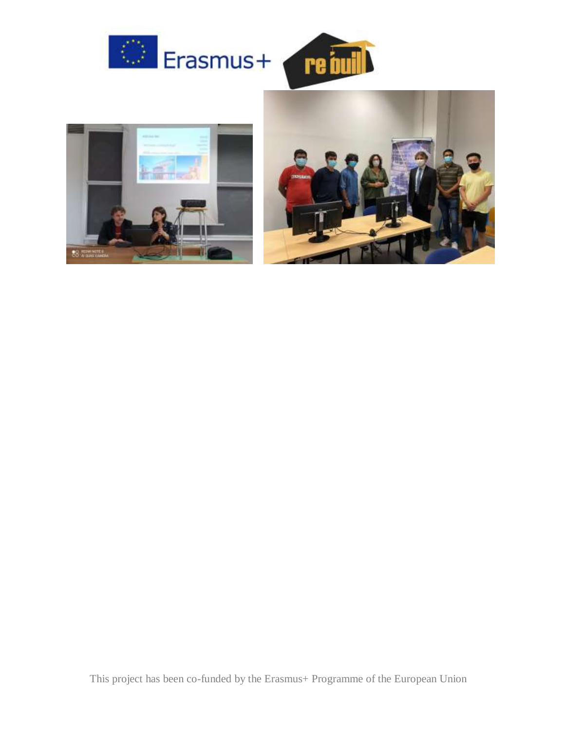This project has been co-funded by the Erasmus+ Programme of the European Union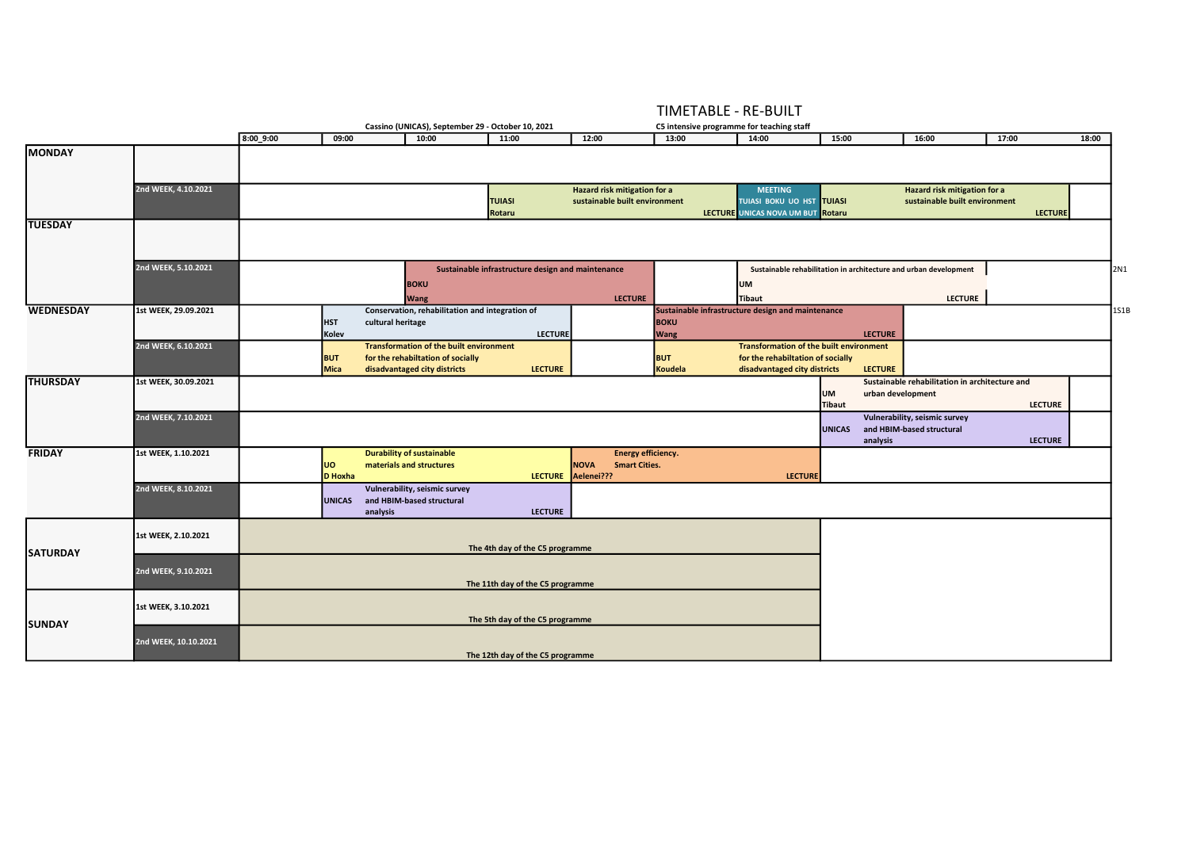# TIMETABLE - RE-BUILT

Cassino (UNICAS), September 29 - October 10, 2021

C5 intensive programme for teaching staff

| | | 8:00_9:00 | 09:00 | 10:00 | 11:00 | 12:00 | 13:00 | 14:00 | 15:00 | 16:00 | 17:00 | 18:00 |
|---|---|---|---|---|---|---|---|---|---|---|---|---|
| **MONDAY** | | | | | | | | | | | | |
| | 2nd WEEK, 4.10.2021 | | | | TUIASI Rotaru – Hazard risk mitigation for a sustainable built environment – LECTURE | | | MEETING TUIASI BOKU UO HST UNICAS NOVA UM BUT | TUIASI Rotaru – Hazard risk mitigation for a sustainable built environment – LECTURE | | | |
| **TUESDAY** | | | | | | | | | | | | |
| | 2nd WEEK, 5.10.2021 | | | BOKU Wang – Sustainable infrastructure design and maintenance – LECTURE | | | | UM Tibaut – Sustainable rehabilitation in architecture and urban development – LECTURE | | | | 2N1 |
| **WEDNESDAY** | 1st WEEK, 29.09.2021 | | HST Kolev – Conservation, rehabilitation and integration of cultural heritage – LECTURE | | | | BOKU Wang – Sustainable infrastructure design and maintenance – LECTURE | | | | | 1S1B |
| | 2nd WEEK, 6.10.2021 | | BUT Mica – Transformation of the built environment for the rehabiltation of socially disadvantaged city districts – LECTURE | | | | BUT Koudela – Transformation of the built environment for the rehabiltation of socially disadvantaged city districts – LECTURE | | | | | |
| **THURSDAY** | 1st WEEK, 30.09.2021 | | | | | | | | UM Tibaut – Sustainable rehabilitation in architecture and urban development – LECTURE | | | |
| | 2nd WEEK, 7.10.2021 | | | | | | | | UNICAS – Vulnerability, seismic survey and HBIM-based structural analysis – LECTURE | | | |
| **FRIDAY** | 1st WEEK, 1.10.2021 | | UO D Hoxha – Durability of sustainable materials and structures – LECTURE | | | NOVA Aelenei??? – Energy efficiency. Smart Cities. – LECTURE | | | | | | |
| | 2nd WEEK, 8.10.2021 | | UNICAS – Vulnerability, seismic survey and HBIM-based structural analysis – LECTURE | | | | | | | | | |
| **SATURDAY** | 1st WEEK, 2.10.2021 | The 4th day of the C5 programme | | | | | | | | | | |
| | 2nd WEEK, 9.10.2021 | The 11th day of the C5 programme | | | | | | | | | | |
| **SUNDAY** | 1st WEEK, 3.10.2021 | The 5th day of the C5 programme | | | | | | | | | | |
| | 2nd WEEK, 10.10.2021 | The 12th day of the C5 programme | | | | | | | | | | |